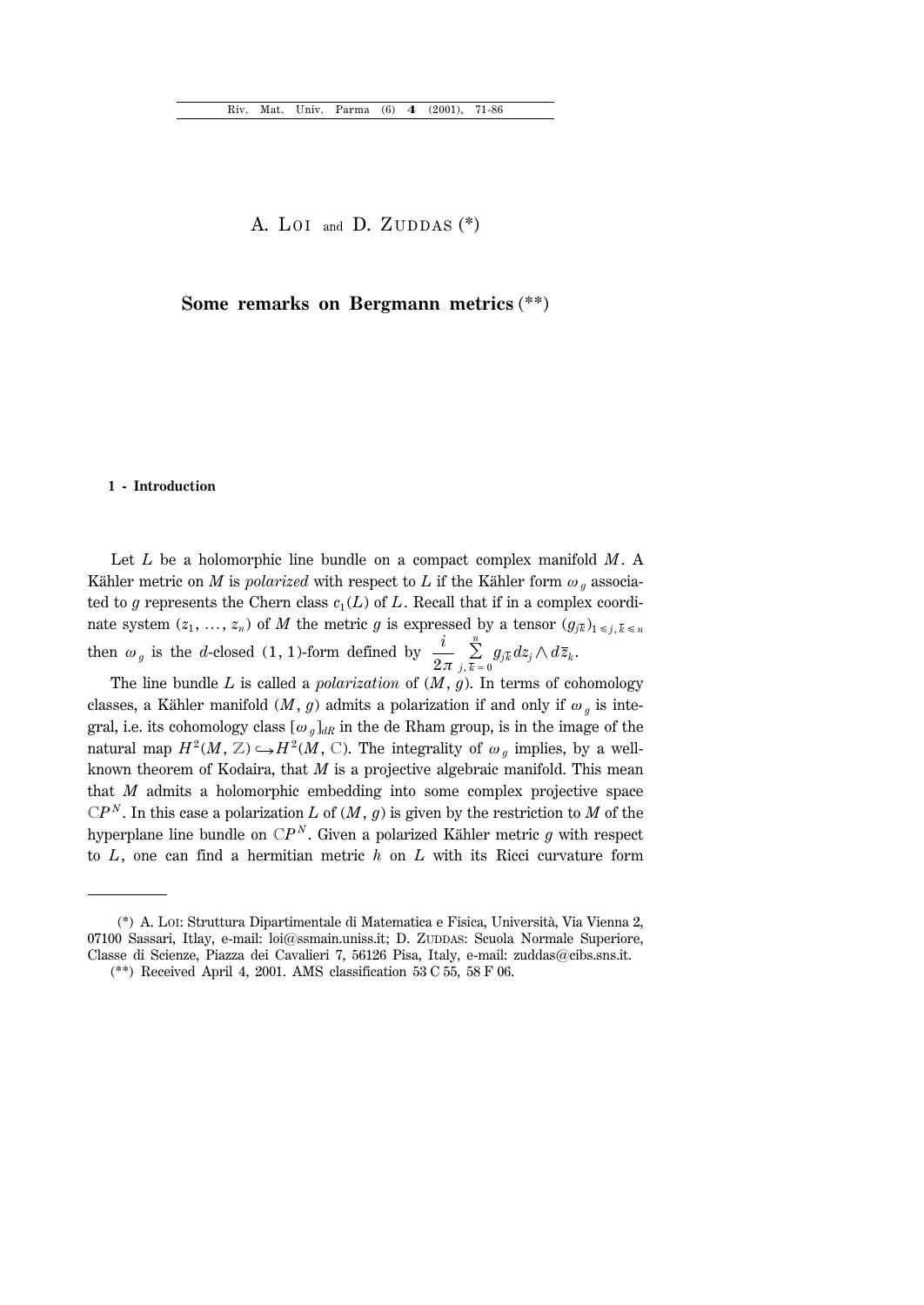A. Loi and D. Zuddas (*)

# Some remarks on Bergmann metrics (**)

## 1 - Introduction

Let $L$ be a holomorphic line bundle on a compact complex manifold $M$. A Kähler metric on $M$ is *polarized* with respect to $L$ if the Kähler form $\omega_g$ associated to $g$ represents the Chern class $c_1(L)$ of $L$. Recall that if in a complex coordinate system $(z_1, \ldots, z_n)$ of $M$ the metric $g$ is expressed by a tensor $(g_{j\bar{k}})_{1 \leq j, \bar{k} \leq n}$ then $\omega_g$ is the $d$-closed $(1, 1)$-form defined by $\frac{i}{2\pi} \sum_{j, \bar{k}=0}^{n} g_{j\bar{k}} dz_j \wedge d\bar{z}_k$.

The line bundle $L$ is called a *polarization* of $(M, g)$. In terms of cohomology classes, a Kähler manifold $(M, g)$ admits a polarization if and only if $\omega_g$ is integral, i.e. its cohomology class $[\omega_g]_{dR}$ in the de Rham group, is in the image of the natural map $H^2(M, \mathbb{Z}) \hookrightarrow H^2(M, \mathbb{C})$. The integrality of $\omega_g$ implies, by a well-known theorem of Kodaira, that $M$ is a projective algebraic manifold. This mean that $M$ admits a holomorphic embedding into some complex projective space $\mathbb{C}P^N$. In this case a polarization $L$ of $(M, g)$ is given by the restriction to $M$ of the hyperplane line bundle on $\mathbb{C}P^N$. Given a polarized Kähler metric $g$ with respect to $L$, one can find a hermitian metric $h$ on $L$ with its Ricci curvature form

(*) A. Loi: Struttura Dipartimentale di Matematica e Fisica, Università, Via Vienna 2, 07100 Sassari, Itlay, e-mail: loi@ssmain.uniss.it; D. Zuddas: Scuola Normale Superiore, Classe di Scienze, Piazza dei Cavalieri 7, 56126 Pisa, Italy, e-mail: zuddas@cibs.sns.it.

(**) Received April 4, 2001. AMS classification 53 C 55, 58 F 06.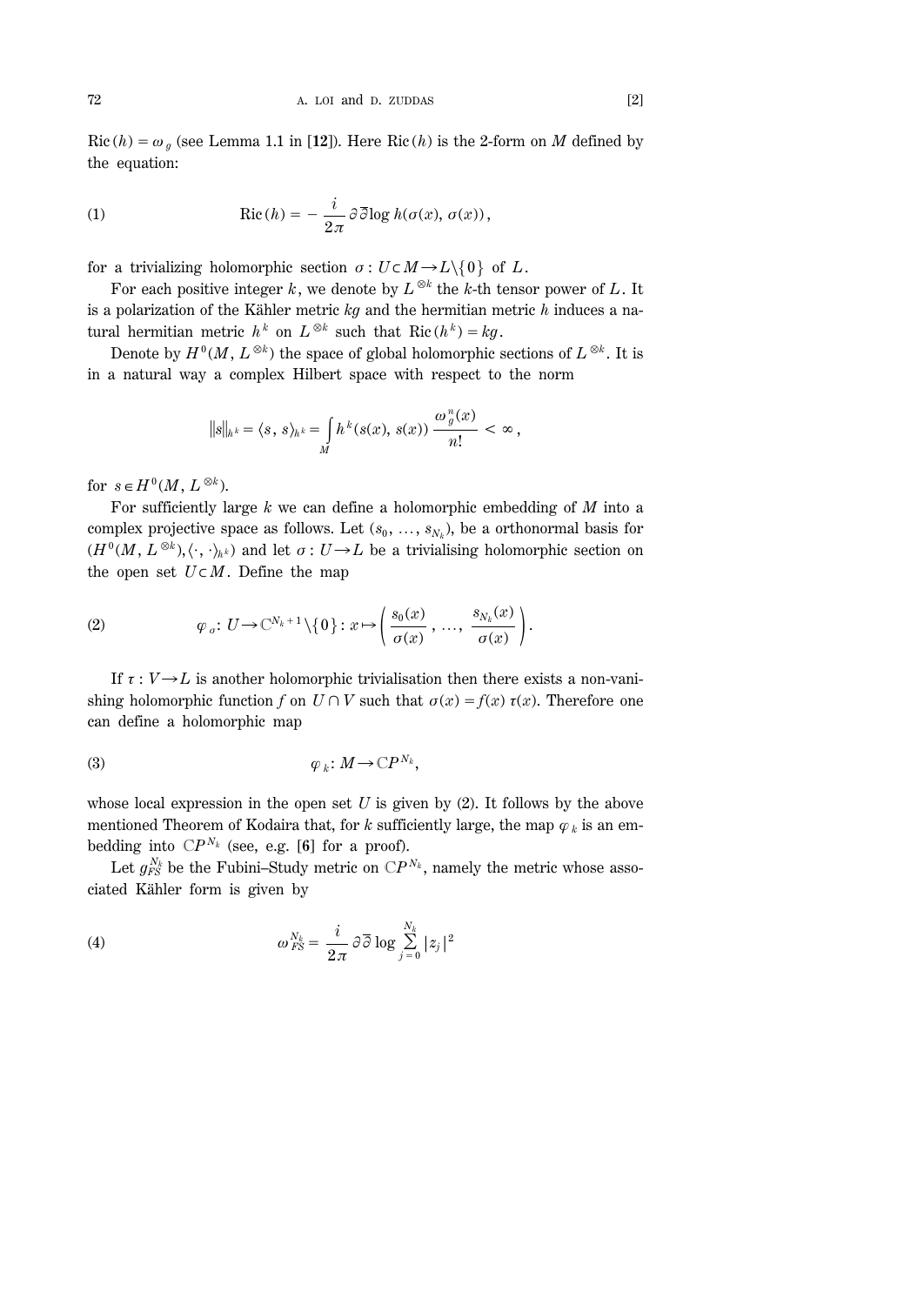$\mathrm{Ric}(h) = \omega_g$ (see Lemma 1.1 in [12]). Here $\mathrm{Ric}(h)$ is the 2-form on $M$ defined by the equation:

$$\mathrm{Ric}(h) = -\frac{i}{2\pi}\partial\bar{\partial}\log h(\sigma(x), \sigma(x)), \tag{1}$$

for a trivializing holomorphic section $\sigma : U \subset M \to L \setminus \{0\}$ of $L$.

For each positive integer $k$, we denote by $L^{\otimes k}$ the $k$-th tensor power of $L$. It is a polarization of the Kähler metric $kg$ and the hermitian metric $h$ induces a natural hermitian metric $h^k$ on $L^{\otimes k}$ such that $\mathrm{Ric}(h^k) = kg$.

Denote by $H^0(M, L^{\otimes k})$ the space of global holomorphic sections of $L^{\otimes k}$. It is in a natural way a complex Hilbert space with respect to the norm

$$\|s\|_{h^k} = \langle s, s \rangle_{h^k} = \int_M h^k(s(x), s(x)) \frac{\omega_g^n(x)}{n!} < \infty,$$

for $s \in H^0(M, L^{\otimes k})$.

For sufficiently large $k$ we can define a holomorphic embedding of $M$ into a complex projective space as follows. Let $(s_0, \ldots, s_{N_k})$, be a orthonormal basis for $(H^0(M, L^{\otimes k}), \langle \cdot, \cdot \rangle_{h^k})$ and let $\sigma : U \to L$ be a trivialising holomorphic section on the open set $U \subset M$. Define the map

$$\varphi_\sigma : U \to \mathbb{C}^{N_k+1} \setminus \{0\} : x \mapsto \left( \frac{s_0(x)}{\sigma(x)}, \ldots, \frac{s_{N_k}(x)}{\sigma(x)} \right). \tag{2}$$

If $\tau : V \to L$ is another holomorphic trivialisation then there exists a non-vanishing holomorphic function $f$ on $U \cap V$ such that $\sigma(x) = f(x)\tau(x)$. Therefore one can define a holomorphic map

$$\varphi_k : M \to \mathbb{C}P^{N_k}, \tag{3}$$

whose local expression in the open set $U$ is given by (2). It follows by the above mentioned Theorem of Kodaira that, for $k$ sufficiently large, the map $\varphi_k$ is an embedding into $\mathbb{C}P^{N_k}$ (see, e.g. [6] for a proof).

Let $g_{FS}^{N_k}$ be the Fubini–Study metric on $\mathbb{C}P^{N_k}$, namely the metric whose associated Kähler form is given by

$$\omega_{FS}^{N_k} = \frac{i}{2\pi}\partial\bar{\partial}\log \sum_{j=0}^{N_k} |z_j|^2 \tag{4}$$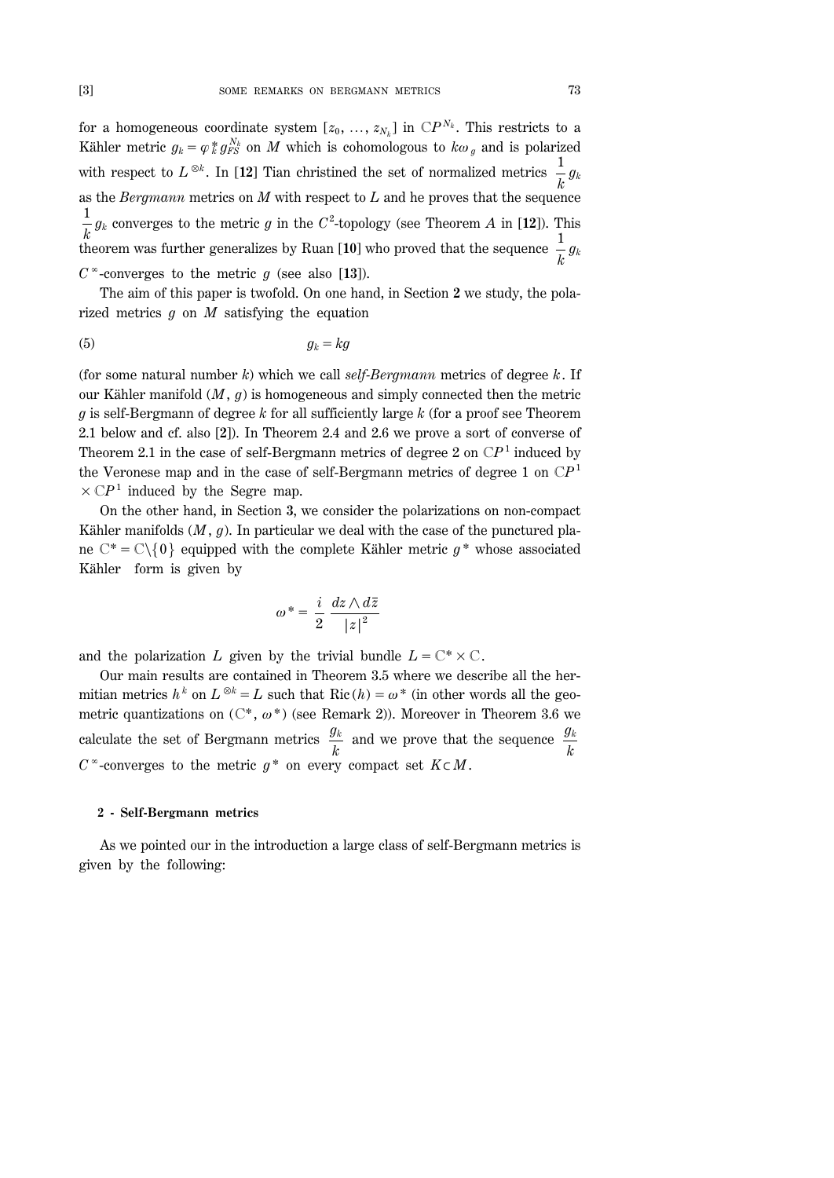for a homogeneous coordinate system $[z_0, \ldots, z_{N_k}]$ in $\mathbb{C}P^{N_k}$. This restricts to a Kähler metric $g_k = \varphi_k^* g_{FS}^{N_k}$ on $M$ which is cohomologous to $k\omega_g$ and is polarized with respect to $L^{\otimes k}$. In [**12**] Tian christined the set of normalized metrics $\frac{1}{k} g_k$ as the *Bergmann* metrics on $M$ with respect to $L$ and he proves that the sequence $\frac{1}{k} g_k$ converges to the metric $g$ in the $C^2$-topology (see Theorem $A$ in [**12**]). This theorem was further generalizes by Ruan [**10**] who proved that the sequence $\frac{1}{k} g_k$ $C^\infty$-converges to the metric $g$ (see also [**13**]).

The aim of this paper is twofold. On one hand, in Section **2** we study, the polarized metrics $g$ on $M$ satisfying the equation

$$g_k = kg \tag{5}$$

(for some natural number $k$) which we call *self-Bergmann* metrics of degree $k$. If our Kähler manifold $(M, g)$ is homogeneous and simply connected then the metric $g$ is self-Bergmann of degree $k$ for all sufficiently large $k$ (for a proof see Theorem 2.1 below and cf. also [**2**]). In Theorem 2.4 and 2.6 we prove a sort of converse of Theorem 2.1 in the case of self-Bergmann metrics of degree 2 on $\mathbb{C}P^1$ induced by the Veronese map and in the case of self-Bergmann metrics of degree 1 on $\mathbb{C}P^1 \times \mathbb{C}P^1$ induced by the Segre map.

On the other hand, in Section **3**, we consider the polarizations on non-compact Kähler manifolds $(M, g)$. In particular we deal with the case of the punctured plane $\mathbb{C}^* = \mathbb{C} \setminus \{0\}$ equipped with the complete Kähler metric $g^*$ whose associated Kähler form is given by

$$\omega^* = \frac{i}{2} \frac{dz \wedge d\bar{z}}{|z|^2}$$

and the polarization $L$ given by the trivial bundle $L = \mathbb{C}^* \times \mathbb{C}$.

Our main results are contained in Theorem 3.5 where we describe all the hermitian metrics $h^k$ on $L^{\otimes k} = L$ such that $\mathrm{Ric}(h) = \omega^*$ (in other words all the geometric quantizations on $(\mathbb{C}^*, \omega^*)$ (see Remark 2)). Moreover in Theorem 3.6 we calculate the set of Bergmann metrics $\frac{g_k}{k}$ and we prove that the sequence $\frac{g_k}{k}$ $C^\infty$-converges to the metric $g^*$ on every compact set $K \subset M$.

## 2 - Self-Bergmann metrics

As we pointed our in the introduction a large class of self-Bergmann metrics is given by the following: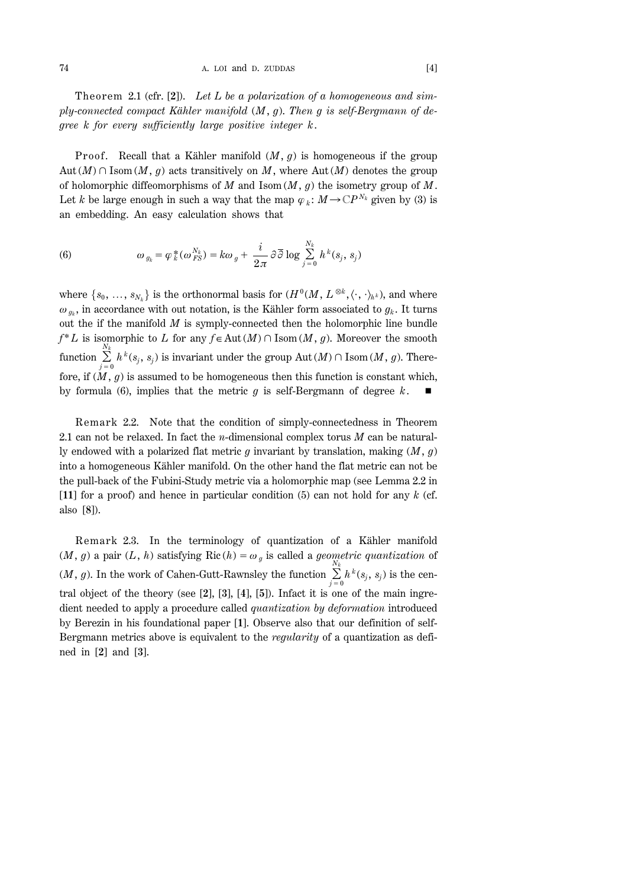Theorem 2.1 (cfr. [2]). *Let $L$ be a polarization of a homogeneous and simply-connected compact Kähler manifold $(M, g)$. Then $g$ is self-Bergmann of degree $k$ for every sufficiently large positive integer $k$.*

Proof. Recall that a Kähler manifold $(M, g)$ is homogeneous if the group $\mathrm{Aut}(M) \cap \mathrm{Isom}(M, g)$ acts transitively on $M$, where $\mathrm{Aut}(M)$ denotes the group of holomorphic diffeomorphisms of $M$ and $\mathrm{Isom}(M, g)$ the isometry group of $M$. Let $k$ be large enough in such a way that the map $\varphi_k \colon M \to \mathbb{C}P^{N_k}$ given by (3) is an embedding. An easy calculation shows that

$$\omega_{g_k} = \varphi_k^*(\omega_{FS}^{N_k}) = k\omega_g + \frac{i}{2\pi}\partial\bar{\partial}\log\sum_{j=0}^{N_k} h^k(s_j, s_j) \tag{6}$$

where $\{s_0, \ldots, s_{N_k}\}$ is the orthonormal basis for $(H^0(M, L^{\otimes k}, \langle\cdot,\cdot\rangle_{h^k})$, and where $\omega_{g_k}$, in accordance with out notation, is the Kähler form associated to $g_k$. It turns out the if the manifold $M$ is symply-connected then the holomorphic line bundle $f^*L$ is isomorphic to $L$ for any $f \in \mathrm{Aut}(M) \cap \mathrm{Isom}(M, g)$. Moreover the smooth function $\sum_{j=0}^{N_k} h^k(s_j, s_j)$ is invariant under the group $\mathrm{Aut}(M) \cap \mathrm{Isom}(M, g)$. Therefore, if $(M, g)$ is assumed to be homogeneous then this function is constant which, by formula (6), implies that the metric $g$ is self-Bergmann of degree $k$. ∎

Remark 2.2. Note that the condition of simply-connectedness in Theorem 2.1 can not be relaxed. In fact the $n$-dimensional complex torus $M$ can be naturally endowed with a polarized flat metric $g$ invariant by translation, making $(M, g)$ into a homogeneous Kähler manifold. On the other hand the flat metric can not be the pull-back of the Fubini-Study metric via a holomorphic map (see Lemma 2.2 in [11] for a proof) and hence in particular condition (5) can not hold for any $k$ (cf. also [8]).

Remark 2.3. In the terminology of quantization of a Kähler manifold $(M, g)$ a pair $(L, h)$ satisfying $\mathrm{Ric}(h) = \omega_g$ is called a *geometric quantization* of $(M, g)$. In the work of Cahen-Gutt-Rawnsley the function $\sum_{j=0}^{N_k} h^k(s_j, s_j)$ is the central object of the theory (see [2], [3], [4], [5]). Infact it is one of the main ingredient needed to apply a procedure called *quantization by deformation* introduced by Berezin in his foundational paper [1]. Observe also that our definition of self-Bergmann metrics above is equivalent to the *regularity* of a quantization as defined in [2] and [3].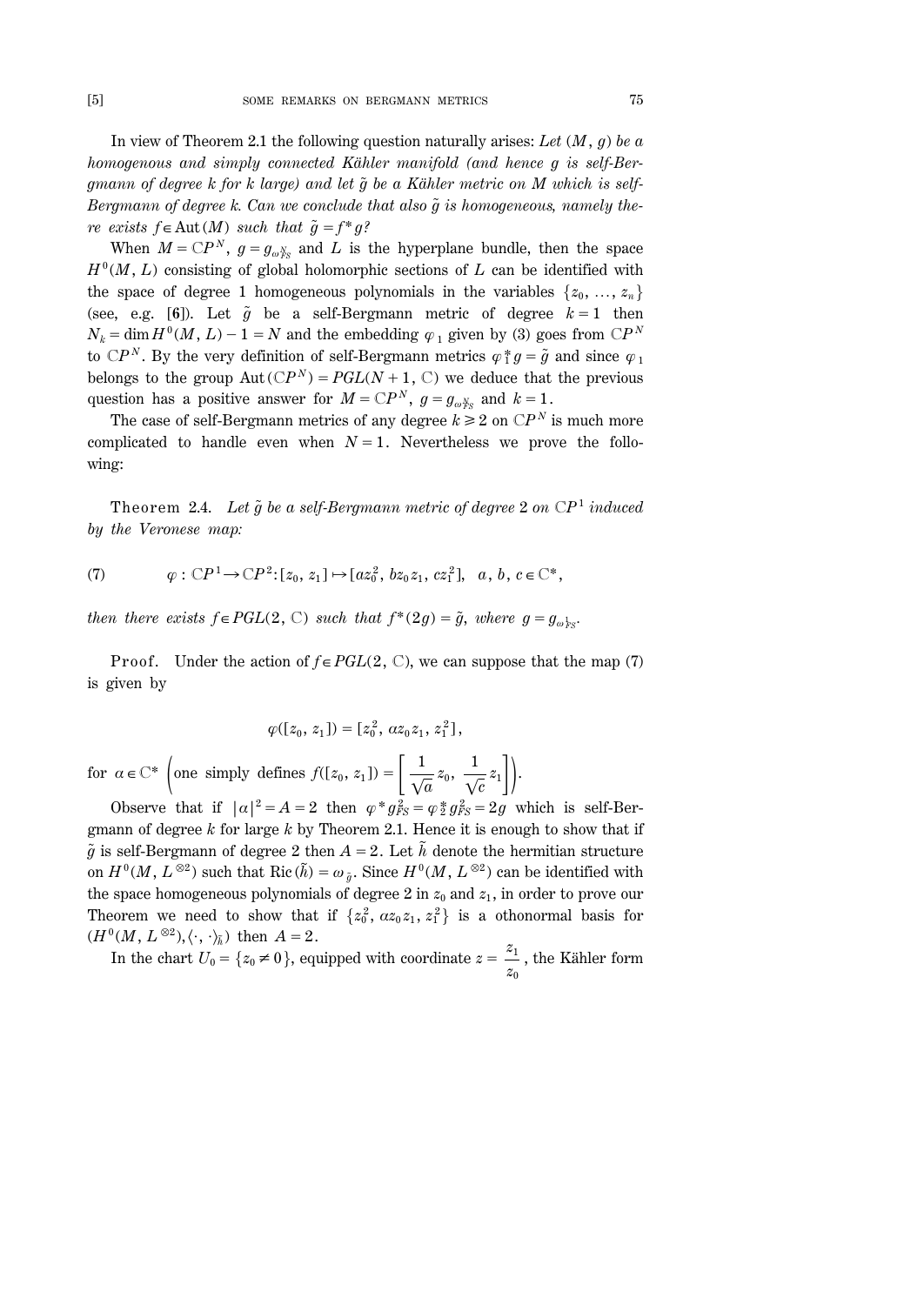In view of Theorem 2.1 the following question naturally arises: *Let $(M, g)$ be a homogenous and simply connected Kähler manifold (and hence $g$ is self-Bergmann of degree $k$ for $k$ large) and let $\tilde{g}$ be a Kähler metric on $M$ which is self-Bergmann of degree $k$. Can we conclude that also $\tilde{g}$ is homogeneous, namely there exists $f \in \mathrm{Aut}(M)$ such that $\tilde{g} = f^* g$?*

When $M = \mathbb{C}P^N$, $g = g_{\omega_{FS}^N}$ and $L$ is the hyperplane bundle, then the space $H^0(M, L)$ consisting of global holomorphic sections of $L$ can be identified with the space of degree 1 homogeneous polynomials in the variables $\{z_0, \ldots, z_n\}$ (see, e.g. [**6**]). Let $\tilde{g}$ be a self-Bergmann metric of degree $k = 1$ then $N_k = \dim H^0(M, L) - 1 = N$ and the embedding $\varphi_1$ given by (3) goes from $\mathbb{C}P^N$ to $\mathbb{C}P^N$. By the very definition of self-Bergmann metrics $\varphi_1^* g = \tilde{g}$ and since $\varphi_1$ belongs to the group $\mathrm{Aut}(\mathbb{C}P^N) = PGL(N+1, \mathbb{C})$ we deduce that the previous question has a positive answer for $M = \mathbb{C}P^N$, $g = g_{\omega_{FS}^N}$ and $k = 1$.

The case of self-Bergmann metrics of any degree $k \geq 2$ on $\mathbb{C}P^N$ is much more complicated to handle even when $N = 1$. Nevertheless we prove the following:

Theorem 2.4. *Let $\tilde{g}$ be a self-Bergmann metric of degree 2 on $\mathbb{C}P^1$ induced by the Veronese map:*

$$\varphi : \mathbb{C}P^1 \to \mathbb{C}P^2 : [z_0, z_1] \mapsto [az_0^2, bz_0 z_1, cz_1^2], \quad a, b, c \in \mathbb{C}^*, \tag{7}$$

*then there exists $f \in PGL(2, \mathbb{C})$ such that $f^*(2g) = \tilde{g}$, where $g = g_{\omega_{FS}^1}$.*

Proof. Under the action of $f \in PGL(2, \mathbb{C})$, we can suppose that the map (7) is given by

$$\varphi([z_0, z_1]) = [z_0^2, \alpha z_0 z_1, z_1^2],$$

for $\alpha \in \mathbb{C}^*$ $\left(\text{one simply defines } f([z_0, z_1]) = \left[\frac{1}{\sqrt{a}} z_0, \frac{1}{\sqrt{c}} z_1\right]\right)$.

Observe that if $|\alpha|^2 = A = 2$ then $\varphi^* g_{FS}^2 = \varphi_2^* g_{FS}^2 = 2g$ which is self-Bergmann of degree $k$ for large $k$ by Theorem 2.1. Hence it is enough to show that if $\tilde{g}$ is self-Bergmann of degree 2 then $A = 2$. Let $\tilde{h}$ denote the hermitian structure on $H^0(M, L^{\otimes 2})$ such that $\mathrm{Ric}(\tilde{h}) = \omega_{\tilde{g}}$. Since $H^0(M, L^{\otimes 2})$ can be identified with the space homogeneous polynomials of degree 2 in $z_0$ and $z_1$, in order to prove our Theorem we need to show that if $\{z_0^2, \alpha z_0 z_1, z_1^2\}$ is a othonormal basis for $(H^0(M, L^{\otimes 2}), \langle \cdot, \cdot \rangle_{\tilde{h}})$ then $A = 2$.

In the chart $U_0 = \{z_0 \neq 0\}$, equipped with coordinate $z = \frac{z_1}{z_0}$, the Kähler form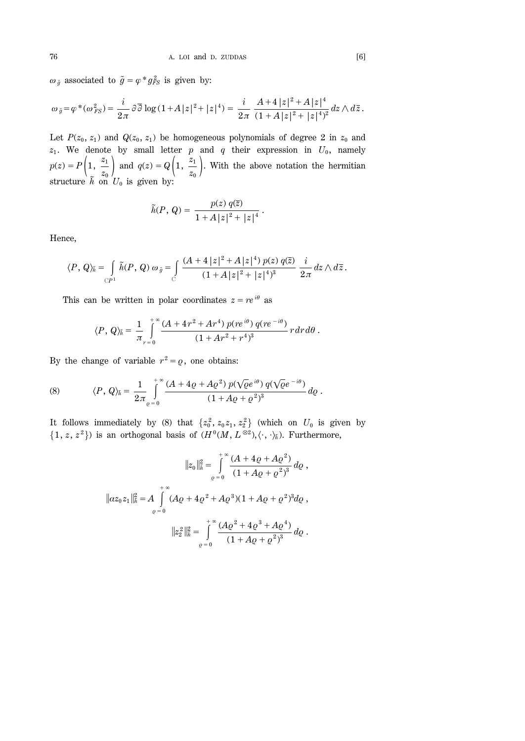$\omega_{\tilde{g}}$ associated to $\tilde{g} = \varphi^* g_{FS}^2$ is given by:

$$\omega_{\tilde{g}} = \varphi^*(\omega_{FS}^2) = \frac{i}{2\pi}\partial\overline{\partial}\log(1 + A|z|^2 + |z|^4) = \frac{i}{2\pi}\frac{A + 4|z|^2 + A|z|^4}{(1 + A|z|^2 + |z|^4)^2}\,dz \wedge d\overline{z}\,.$$

Let $P(z_0, z_1)$ and $Q(z_0, z_1)$ be homogeneous polynomials of degree 2 in $z_0$ and $z_1$. We denote by small letter $p$ and $q$ their expression in $U_0$, namely $p(z) = P\left(1, \frac{z_1}{z_0}\right)$ and $q(z) = Q\left(1, \frac{z_1}{z_0}\right)$. With the above notation the hermitian structure $\tilde{h}$ on $U_0$ is given by:

$$\tilde{h}(P, Q) = \frac{p(z)\, q(\overline{z})}{1 + A|z|^2 + |z|^4}\,.$$

Hence,

$$\langle P, Q\rangle_{\tilde{h}} = \int_{\mathbb{C}P^1} \tilde{h}(P, Q)\,\omega_{\tilde{g}} = \int_{\mathbb{C}} \frac{(A + 4|z|^2 + A|z|^4)\, p(z)\, q(\overline{z})}{(1 + A|z|^2 + |z|^4)^3}\,\frac{i}{2\pi}\,dz \wedge d\overline{z}\,.$$

This can be written in polar coordinates $z = re^{i\theta}$ as

$$\langle P, Q\rangle_{\tilde{h}} = \frac{1}{\pi}\int_{r=0}^{+\infty} \frac{(A + 4r^2 + Ar^4)\, p(re^{i\theta})\, q(re^{-i\theta})}{(1 + Ar^2 + r^4)^3}\, r\, dr\, d\theta\,.$$

By the change of variable $r^2 = \varrho$, one obtains:

$$\langle P, Q\rangle_{\tilde{h}} = \frac{1}{2\pi}\int_{\varrho=0}^{+\infty} \frac{(A + 4\varrho + A\varrho^2)\, p(\sqrt{\varrho}e^{i\theta})\, q(\sqrt{\varrho}e^{-i\theta})}{(1 + A\varrho + \varrho^2)^3}\, d\varrho\,. \tag{8}$$

It follows immediately by (8) that $\{z_0^2, z_0 z_1, z_2^2\}$ (which on $U_0$ is given by $\{1, z, z^2\}$) is an orthogonal basis of $(H^0(M, L^{\otimes 2}), \langle\cdot, \cdot\rangle_{\tilde{h}})$. Furthermore,

$$\|z_0\|_{\tilde{h}}^2 = \int_{\varrho=0}^{+\infty} \frac{(A + 4\varrho + A\varrho^2)}{(1 + A\varrho + \varrho^2)^3}\, d\varrho\,,$$

$$\|\alpha z_0 z_1\|_{\tilde{h}}^2 = A\int_{\varrho=0}^{+\infty} (A\varrho + 4\varrho^2 + A\varrho^3)(1 + A\varrho + \varrho^2)^3 d\varrho\,,$$

$$\|z_2^2\|_{\tilde{h}}^2 = \int_{\varrho=0}^{+\infty} \frac{(A\varrho^2 + 4\varrho^3 + A\varrho^4)}{(1 + A\varrho + \varrho^2)^3}\, d\varrho\,.$$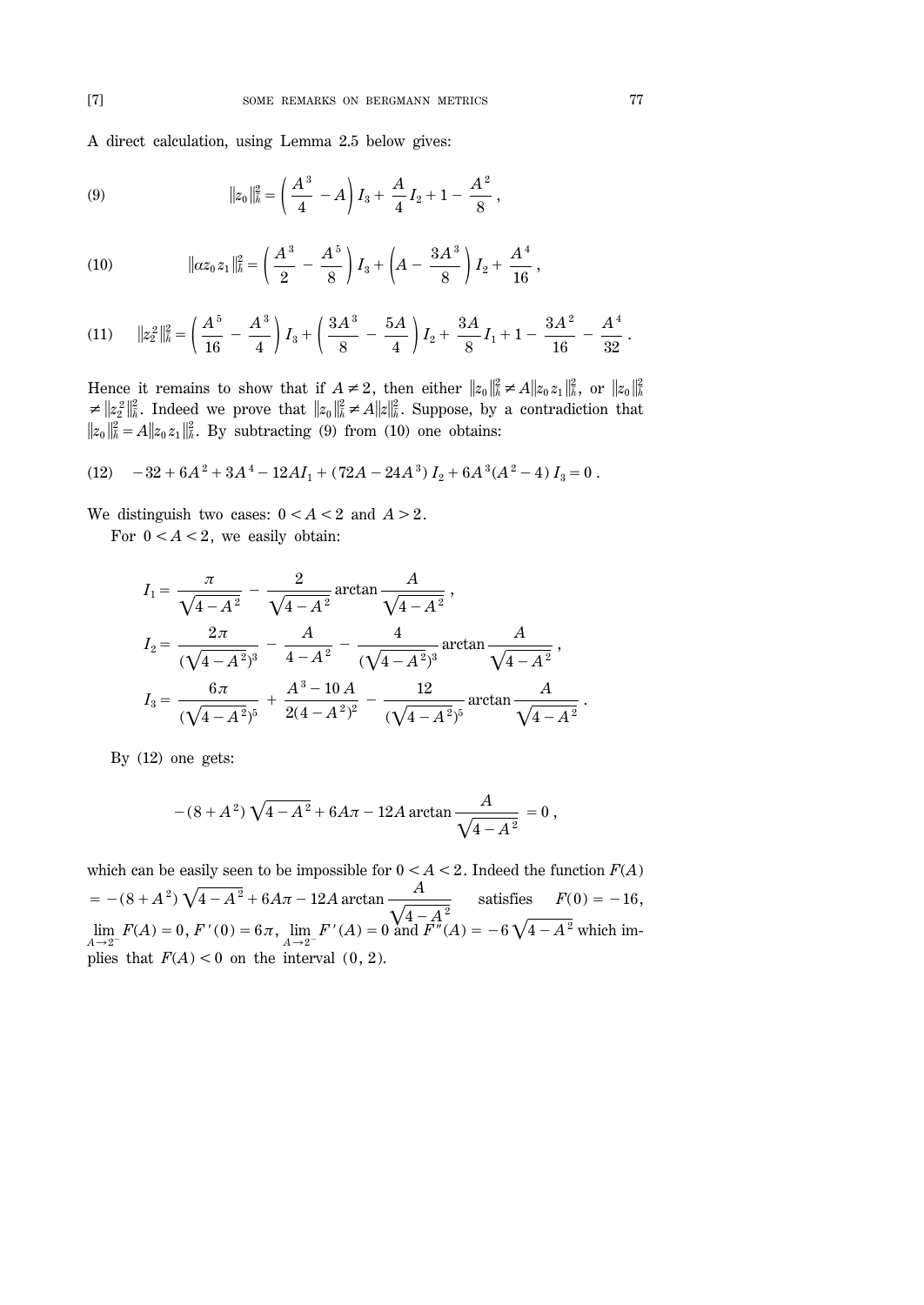A direct calculation, using Lemma 2.5 below gives:

$$\|z_0\|_h^2 = \left(\frac{A^3}{4} - A\right) I_3 + \frac{A}{4} I_2 + 1 - \frac{A^2}{8}\,, \tag{9}$$

$$\|\alpha z_0 z_1\|_h^2 = \left(\frac{A^3}{2} - \frac{A^5}{8}\right) I_3 + \left(A - \frac{3A^3}{8}\right) I_2 + \frac{A^4}{16}\,, \tag{10}$$

$$\|z_2^2\|_h^2 = \left(\frac{A^5}{16} - \frac{A^3}{4}\right) I_3 + \left(\frac{3A^3}{8} - \frac{5A}{4}\right) I_2 + \frac{3A}{8} I_1 + 1 - \frac{3A^2}{16} - \frac{A^4}{32}\,. \tag{11}$$

Hence it remains to show that if $A \neq 2$, then either $\|z_0\|_h^2 \neq A\|z_0 z_1\|_h^2$, or $\|z_0\|_h^2 \neq \|z_2^2\|_h^2$. Indeed we prove that $\|z_0\|_h^2 \neq A\|z\|_h^2$. Suppose, by a contradiction that $\|z_0\|_h^2 = A\|z_0 z_1\|_h^2$. By subtracting (9) from (10) one obtains:

$$-32 + 6A^2 + 3A^4 - 12AI_1 + (72A - 24A^3)\, I_2 + 6A^3(A^2 - 4)\, I_3 = 0\,. \tag{12}$$

We distinguish two cases: $0 < A < 2$ and $A > 2$.

For $0 < A < 2$, we easily obtain:

$$I_1 = \frac{\pi}{\sqrt{4 - A^2}} - \frac{2}{\sqrt{4 - A^2}} \arctan \frac{A}{\sqrt{4 - A^2}}\,,$$

$$I_2 = \frac{2\pi}{(\sqrt{4 - A^2})^3} - \frac{A}{4 - A^2} - \frac{4}{(\sqrt{4 - A^2})^3} \arctan \frac{A}{\sqrt{4 - A^2}}\,,$$

$$I_3 = \frac{6\pi}{(\sqrt{4 - A^2})^5} + \frac{A^3 - 10A}{2(4 - A^2)^2} - \frac{12}{(\sqrt{4 - A^2})^5} \arctan \frac{A}{\sqrt{4 - A^2}}\,.$$

By (12) one gets:

$$-(8 + A^2)\sqrt{4 - A^2} + 6A\pi - 12A \arctan \frac{A}{\sqrt{4 - A^2}} = 0\,,$$

which can be easily seen to be impossible for $0 < A < 2$. Indeed the function $F(A) = -(8 + A^2)\sqrt{4 - A^2} + 6A\pi - 12A \arctan \dfrac{A}{\sqrt{4 - A^2}}$ satisfies $F(0) = -16$, $\lim_{A \to 2^-} F(A) = 0$, $F'(0) = 6\pi$, $\lim_{A \to 2^-} F'(A) = 0$ and $F''(A) = -6\sqrt{4 - A^2}$ which implies that $F(A) < 0$ on the interval $(0, 2)$.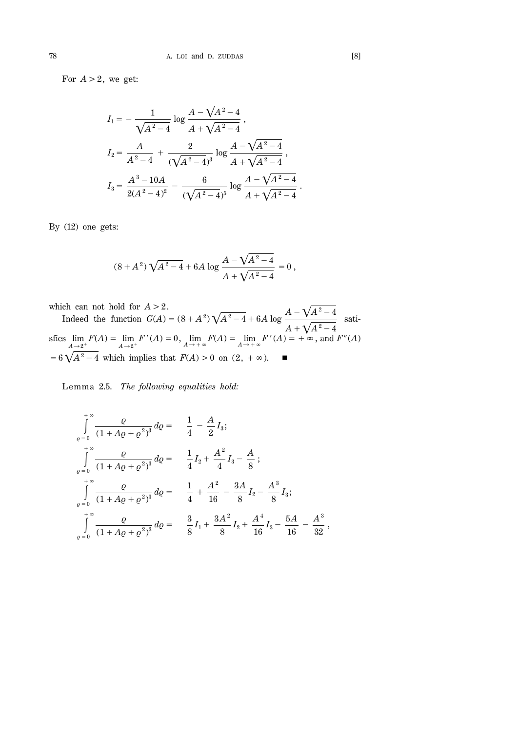For $A > 2$, we get:

$$I_1 = -\frac{1}{\sqrt{A^2-4}} \log \frac{A-\sqrt{A^2-4}}{A+\sqrt{A^2-4}},$$

$$I_2 = \frac{A}{A^2-4} + \frac{2}{(\sqrt{A^2-4})^3} \log \frac{A-\sqrt{A^2-4}}{A+\sqrt{A^2-4}},$$

$$I_3 = \frac{A^3-10A}{2(A^2-4)^2} - \frac{6}{(\sqrt{A^2-4})^5} \log \frac{A-\sqrt{A^2-4}}{A+\sqrt{A^2-4}}.$$

By (12) one gets:

$$(8+A^2)\sqrt{A^2-4} + 6A \log \frac{A-\sqrt{A^2-4}}{A+\sqrt{A^2-4}} = 0,$$

which can not hold for $A > 2$.

Indeed the function $G(A) = (8+A^2)\sqrt{A^2-4} + 6A \log \dfrac{A-\sqrt{A^2-4}}{A+\sqrt{A^2-4}}$ satisfies $\lim_{A \to 2^+} F(A) = \lim_{A \to 2^+} F'(A) = 0$, $\lim_{A \to +\infty} F(A) = \lim_{A \to +\infty} F'(A) = +\infty$, and $F''(A) = 6\sqrt{A^2-4}$ which implies that $F(A) > 0$ on $(2, +\infty)$. ∎

Lemma 2.5. *The following equalities hold:*

$$\int_{\varrho=0}^{+\infty} \frac{\varrho}{(1+A\varrho+\varrho^2)^3} d\varrho = \quad \frac{1}{4} - \frac{A}{2} I_3;$$

$$\int_{\varrho=0}^{+\infty} \frac{\varrho}{(1+A\varrho+\varrho^2)^3} d\varrho = \quad \frac{1}{4} I_2 + \frac{A^2}{4} I_3 - \frac{A}{8};$$

$$\int_{\varrho=0}^{+\infty} \frac{\varrho}{(1+A\varrho+\varrho^2)^3} d\varrho = \quad \frac{1}{4} + \frac{A^2}{16} - \frac{3A}{8} I_2 - \frac{A^3}{8} I_3;$$

$$\int_{\varrho=0}^{+\infty} \frac{\varrho}{(1+A\varrho+\varrho^2)^3} d\varrho = \quad \frac{3}{8} I_1 + \frac{3A^2}{8} I_2 + \frac{A^4}{16} I_3 - \frac{5A}{16} - \frac{A^3}{32},$$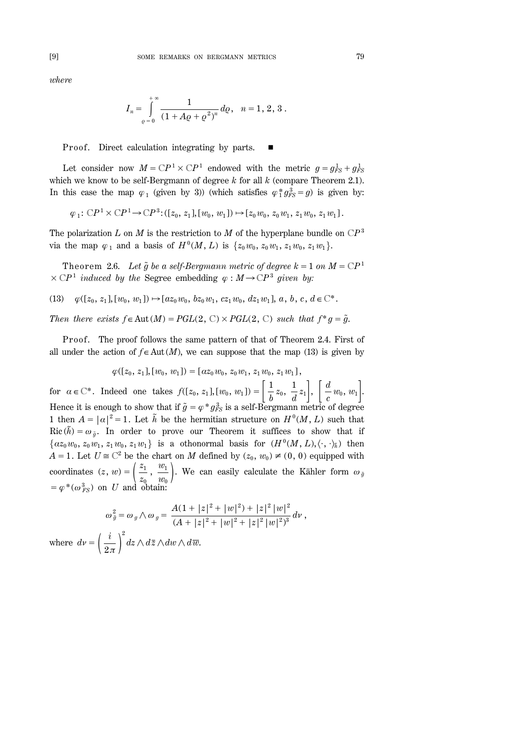*where*

$$I_n = \int_{\varrho = 0}^{+\infty} \frac{1}{(1 + A\varrho + \varrho^2)^n} d\varrho, \quad n = 1, 2, 3 .$$

Proof. Direct calculation integrating by parts. ■

Let consider now $M = \mathbb{C}P^1 \times \mathbb{C}P^1$ endowed with the metric $g = g_{FS}^1 + g_{FS}^1$ which we know to be self-Bergmann of degree $k$ for all $k$ (compare Theorem 2.1). In this case the map $\varphi_1$ (given by 3)) (which satisfies $\varphi_1^* g_{FS}^3 = g$) is given by:

$$\varphi_1 : \mathbb{C}P^1 \times \mathbb{C}P^1 \to \mathbb{C}P^3 : ([z_0, z_1], [w_0, w_1]) \mapsto [z_0 w_0, z_0 w_1, z_1 w_0, z_1 w_1].$$

The polarization $L$ on $M$ is the restriction to $M$ of the hyperplane bundle on $\mathbb{C}P^3$ via the map $\varphi_1$ and a basis of $H^0(M, L)$ is $\{z_0 w_0, z_0 w_1, z_1 w_0, z_1 w_1\}$.

Theorem 2.6. *Let $\tilde{g}$ be a self-Bergmann metric of degree $k = 1$ on $M = \mathbb{C}P^1 \times \mathbb{C}P^1$ induced by the* Segree embedding $\varphi : M \to \mathbb{C}P^3$ *given by:*

$$\varphi([z_0, z_1], [w_0, w_1]) \mapsto [a z_0 w_0, b z_0 w_1, c z_1 w_0, d z_1 w_1], \ a, b, c, d \in \mathbb{C}^* . \tag{13}$$

*Then there exists $f \in \mathrm{Aut}(M) = PGL(2, \mathbb{C}) \times PGL(2, \mathbb{C})$ such that $f^* g = \tilde{g}$.*

Proof. The proof follows the same pattern of that of Theorem 2.4. First of all under the action of $f \in \mathrm{Aut}(M)$, we can suppose that the map (13) is given by

$$\varphi([z_0, z_1], [w_0, w_1]) = [\alpha z_0 w_0, z_0 w_1, z_1 w_0, z_1 w_1],$$

for $\alpha \in \mathbb{C}^*$. Indeed one takes $f([z_0, z_1], [w_0, w_1]) = \left[ \frac{1}{b} z_0, \frac{1}{d} z_1 \right], \left[ \frac{d}{c} w_0, w_1 \right]$. Hence it is enough to show that if $\tilde{g} = \varphi^* g_{FS}^3$ is a self-Bergmann metric of degree 1 then $A = |\alpha|^2 = 1$. Let $\tilde{h}$ be the hermitian structure on $H^0(M, L)$ such that $\mathrm{Ric}(\tilde{h}) = \omega_{\tilde{g}}$. In order to prove our Theorem it suffices to show that if $\{\alpha z_0 w_0, z_0 w_1, z_1 w_0, z_1 w_1\}$ is a othonormal basis for $(H^0(M, L), \langle \cdot, \cdot \rangle_{\tilde{h}})$ then $A = 1$. Let $U \cong \mathbb{C}^2$ be the chart on $M$ defined by $(z_0, w_0) \neq (0, 0)$ equipped with coordinates $(z, w) = \left( \frac{z_1}{z_0}, \frac{w_1}{w_0} \right)$. We can easily calculate the Kähler form $\omega_{\tilde{g}} = \varphi^*(\omega_{FS}^3)$ on $U$ and obtain:

$$\omega_{\tilde{g}}^2 = \omega_g \wedge \omega_g = \frac{A(1 + |z|^2 + |w|^2) + |z|^2 |w|^2}{(A + |z|^2 + |w|^2 + |z|^2 |w|^2)^3} d\nu ,$$

where $d\nu = \left( \frac{i}{2\pi} \right)^2 dz \wedge d\bar{z} \wedge dw \wedge d\overline{w}$.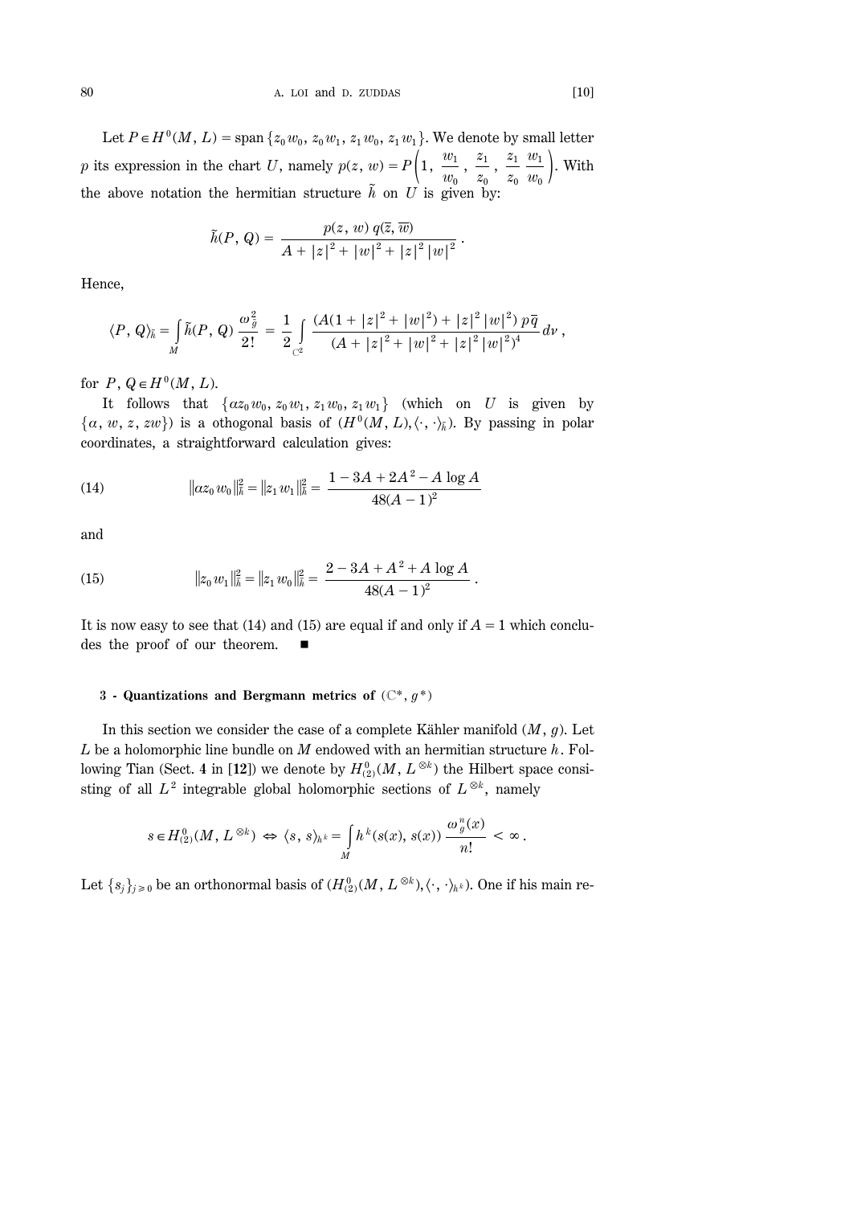Let $P \in H^0(M, L) = \text{span}\{z_0 w_0, z_0 w_1, z_1 w_0, z_1 w_1\}$. We denote by small letter $p$ its expression in the chart $U$, namely $p(z, w) = P\left(1, \frac{w_1}{w_0}, \frac{z_1}{z_0}, \frac{z_1}{z_0}\frac{w_1}{w_0}\right)$. With the above notation the hermitian structure $\tilde{h}$ on $U$ is given by:

$$\tilde{h}(P, Q) = \frac{p(z, w)\, q(\overline{z}, \overline{w})}{A + |z|^2 + |w|^2 + |z|^2 |w|^2}.$$

Hence,

$$\langle P, Q \rangle_{\tilde{h}} = \int_M \tilde{h}(P, Q) \frac{\omega_{\tilde{g}}^2}{2!} = \frac{1}{2} \int_{\mathbb{C}^2} \frac{(A(1 + |z|^2 + |w|^2) + |z|^2 |w|^2)\, p\overline{q}}{(A + |z|^2 + |w|^2 + |z|^2 |w|^2)^4} d\nu,$$

for $P, Q \in H^0(M, L)$.

It follows that $\{\alpha z_0 w_0, z_0 w_1, z_1 w_0, z_1 w_1\}$ (which on $U$ is given by $\{\alpha, w, z, zw\}$) is a othogonal basis of $(H^0(M, L), \langle \cdot, \cdot \rangle_{\tilde{h}})$. By passing in polar coordinates, a straightforward calculation gives:

$$\|\alpha z_0 w_0\|_{\tilde{h}}^2 = \|z_1 w_1\|_{\tilde{h}}^2 = \frac{1 - 3A + 2A^2 - A \log A}{48(A-1)^2} \tag{14}$$

and

$$\|z_0 w_1\|_{\tilde{h}}^2 = \|z_1 w_0\|_{\tilde{h}}^2 = \frac{2 - 3A + A^2 + A \log A}{48(A-1)^2}. \tag{15}$$

It is now easy to see that (14) and (15) are equal if and only if $A = 1$ which concludes the proof of our theorem. ∎

## 3 - Quantizations and Bergmann metrics of $(\mathbb{C}^*, g^*)$

In this section we consider the case of a complete Kähler manifold $(M, g)$. Let $L$ be a holomorphic line bundle on $M$ endowed with an hermitian structure $h$. Following Tian (Sect. **4** in [**12**]) we denote by $H^0_{(2)}(M, L^{\otimes k})$ the Hilbert space consisting of all $L^2$ integrable global holomorphic sections of $L^{\otimes k}$, namely

$$s \in H^0_{(2)}(M, L^{\otimes k}) \Leftrightarrow \langle s, s \rangle_{h^k} = \int_M h^k(s(x), s(x)) \frac{\omega_g^n(x)}{n!} < \infty.$$

Let $\{s_j\}_{j \geq 0}$ be an orthonormal basis of $(H^0_{(2)}(M, L^{\otimes k}), \langle \cdot, \cdot \rangle_{h^k})$. One if his main re-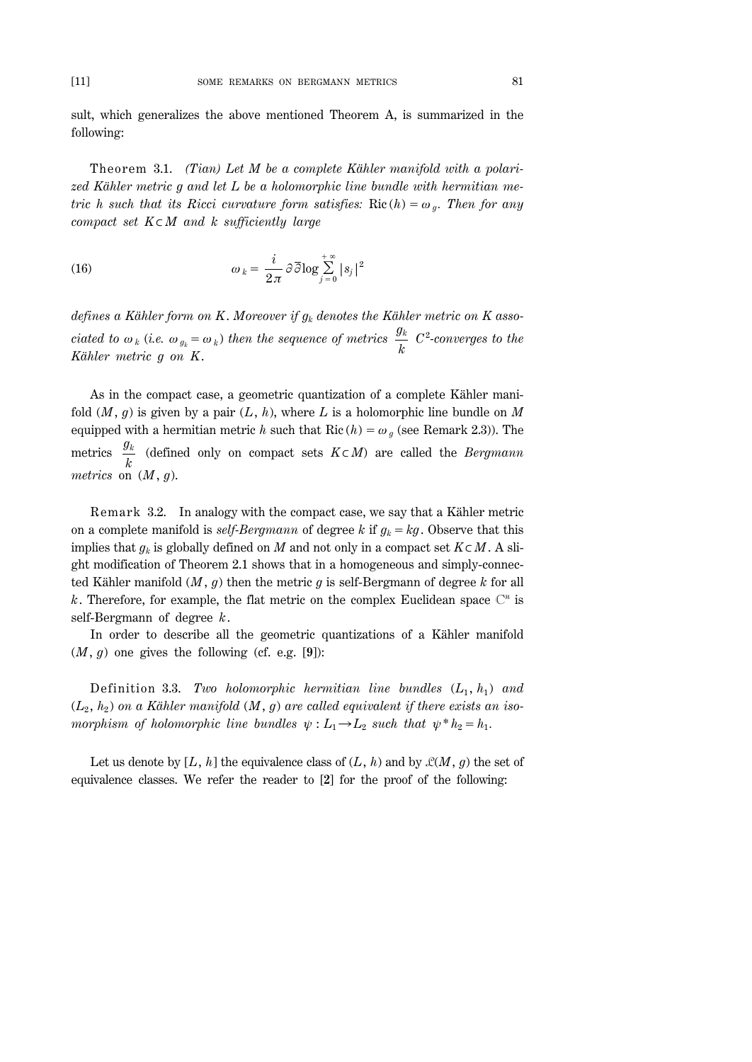sult, which generalizes the above mentioned Theorem A, is summarized in the following:

Theorem 3.1. *(Tian) Let $M$ be a complete Kähler manifold with a polarized Kähler metric $g$ and let $L$ be a holomorphic line bundle with hermitian metric $h$ such that its Ricci curvature form satisfies:* $\mathrm{Ric}(h) = \omega_g$. *Then for any compact set $K \subset M$ and $k$ sufficiently large*

$$\omega_k = \frac{i}{2\pi} \partial\bar{\partial} \log \sum_{j=0}^{+\infty} |s_j|^2 \tag{16}$$

*defines a Kähler form on $K$. Moreover if $g_k$ denotes the Kähler metric on $K$ associated to $\omega_k$ (i.e. $\omega_{g_k} = \omega_k$) then the sequence of metrics $\frac{g_k}{k}$ $C^2$-converges to the Kähler metric $g$ on $K$.*

As in the compact case, a geometric quantization of a complete Kähler manifold $(M, g)$ is given by a pair $(L, h)$, where $L$ is a holomorphic line bundle on $M$ equipped with a hermitian metric $h$ such that $\mathrm{Ric}(h) = \omega_g$ (see Remark 2.3)). The metrics $\frac{g_k}{k}$ (defined only on compact sets $K \subset M$) are called the *Bergmann metrics* on $(M, g)$.

Remark 3.2. In analogy with the compact case, we say that a Kähler metric on a complete manifold is *self-Bergmann* of degree $k$ if $g_k = kg$. Observe that this implies that $g_k$ is globally defined on $M$ and not only in a compact set $K \subset M$. A slight modification of Theorem 2.1 shows that in a homogeneous and simply-connected Kähler manifold $(M, g)$ then the metric $g$ is self-Bergmann of degree $k$ for all $k$. Therefore, for example, the flat metric on the complex Euclidean space $\mathbb{C}^n$ is self-Bergmann of degree $k$.

In order to describe all the geometric quantizations of a Kähler manifold $(M, g)$ one gives the following (cf. e.g. [**9**]):

Definition 3.3. *Two holomorphic hermitian line bundles $(L_1, h_1)$ and $(L_2, h_2)$ on a Kähler manifold $(M, g)$ are called equivalent if there exists an isomorphism of holomorphic line bundles $\psi : L_1 \to L_2$ such that $\psi^* h_2 = h_1$.*

Let us denote by $[L, h]$ the equivalence class of $(L, h)$ and by $\mathcal{L}(M, g)$ the set of equivalence classes. We refer the reader to [**2**] for the proof of the following: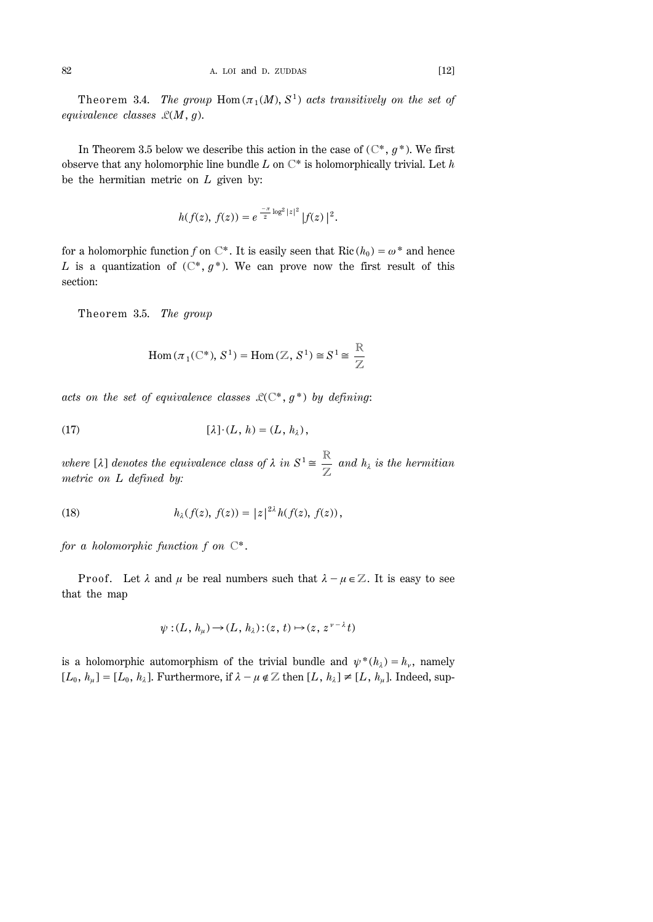Theorem 3.4. *The group* $\mathrm{Hom}(\pi_1(M), S^1)$ *acts transitively on the set of equivalence classes* $\mathfrak{L}(M, g)$.

In Theorem 3.5 below we describe this action in the case of $(\mathbb{C}^*, g^*)$. We first observe that any holomorphic line bundle $L$ on $\mathbb{C}^*$ is holomorphically trivial. Let $h$ be the hermitian metric on $L$ given by:

$$h(f(z), f(z)) = e^{\frac{-\pi}{2}\log^2 |z|^2} |f(z)|^2 .$$

for a holomorphic function $f$ on $\mathbb{C}^*$. It is easily seen that $\mathrm{Ric}(h_0) = \omega^*$ and hence $L$ is a quantization of $(\mathbb{C}^*, g^*)$. We can prove now the first result of this section:

Theorem 3.5. *The group*

$$\mathrm{Hom}(\pi_1(\mathbb{C}^*), S^1) = \mathrm{Hom}(\mathbb{Z}, S^1) \cong S^1 \cong \frac{\mathbb{R}}{\mathbb{Z}}$$

*acts on the set of equivalence classes* $\mathfrak{L}(\mathbb{C}^*, g^*)$ *by defining*:

$$[\lambda]\cdot(L, h) = (L, h_\lambda), \tag{17}$$

*where* $[\lambda]$ *denotes the equivalence class of* $\lambda$ *in* $S^1 \cong \frac{\mathbb{R}}{\mathbb{Z}}$ *and* $h_\lambda$ *is the hermitian metric on* $L$ *defined by:*

$$h_\lambda(f(z), f(z)) = |z|^{2\lambda} h(f(z), f(z)), \tag{18}$$

*for a holomorphic function* $f$ *on* $\mathbb{C}^*$.

Proof. Let $\lambda$ and $\mu$ be real numbers such that $\lambda - \mu \in \mathbb{Z}$. It is easy to see that the map

$$\psi : (L, h_\mu) \to (L, h_\lambda) : (z, t) \mapsto (z, z^{\nu - \lambda} t)$$

is a holomorphic automorphism of the trivial bundle and $\psi^*(h_\lambda) = h_\nu$, namely $[L_0, h_\mu] = [L_0, h_\lambda]$. Furthermore, if $\lambda - \mu \notin \mathbb{Z}$ then $[L, h_\lambda] \neq [L, h_\mu]$. Indeed, sup-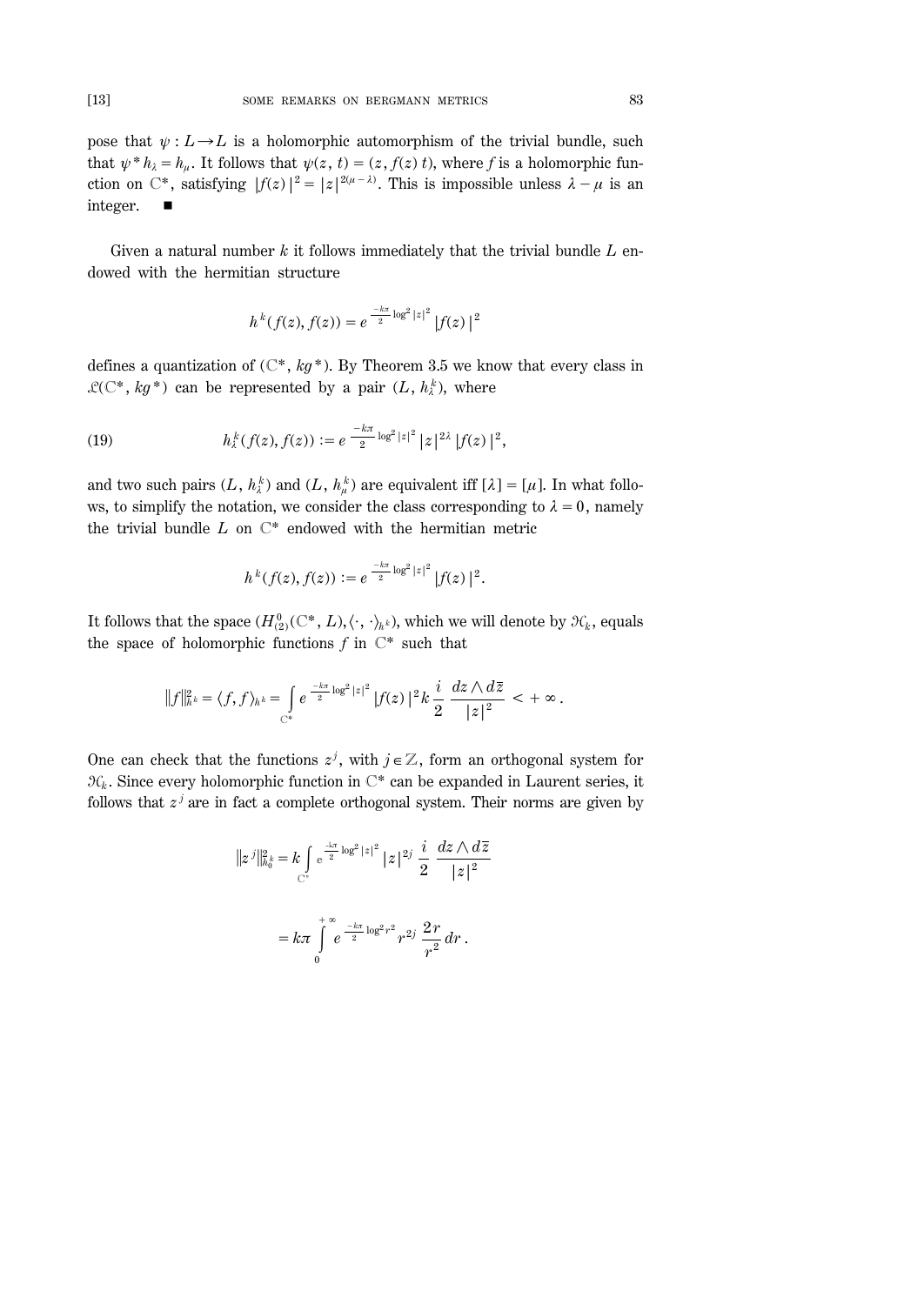pose that $\psi : L \to L$ is a holomorphic automorphism of the trivial bundle, such that $\psi^* h_\lambda = h_\mu$. It follows that $\psi(z, t) = (z, f(z)\, t)$, where $f$ is a holomorphic function on $\mathbb{C}^*$, satisfying $|f(z)|^2 = |z|^{2(\mu - \lambda)}$. This is impossible unless $\lambda - \mu$ is an integer. ∎

Given a natural number $k$ it follows immediately that the trivial bundle $L$ endowed with the hermitian structure

$$h^k(f(z), f(z)) = e^{\frac{-k\pi}{2}\log^2|z|^2}\,|f(z)|^2$$

defines a quantization of $(\mathbb{C}^*, kg^*)$. By Theorem 3.5 we know that every class in $\mathcal{L}(\mathbb{C}^*, kg^*)$ can be represented by a pair $(L, h_\lambda^k)$, where

$$h_\lambda^k(f(z), f(z)) := e^{\frac{-k\pi}{2}\log^2|z|^2}\,|z|^{2\lambda}\,|f(z)|^2, \tag{19}$$

and two such pairs $(L, h_\lambda^k)$ and $(L, h_\mu^k)$ are equivalent iff $[\lambda] = [\mu]$. In what follows, to simplify the notation, we consider the class corresponding to $\lambda = 0$, namely the trivial bundle $L$ on $\mathbb{C}^*$ endowed with the hermitian metric

$$h^k(f(z), f(z)) := e^{\frac{-k\pi}{2}\log^2|z|^2}\,|f(z)|^2.$$

It follows that the space $(H^0_{(2)}(\mathbb{C}^*, L), \langle\cdot,\cdot\rangle_{h^k})$, which we will denote by $\mathcal{H}_k$, equals the space of holomorphic functions $f$ in $\mathbb{C}^*$ such that

$$\|f\|^2_{h^k} = \langle f, f\rangle_{h^k} = \int_{\mathbb{C}^*} e^{\frac{-k\pi}{2}\log^2|z|^2}\,|f(z)|^2\, k\,\frac{i}{2}\,\frac{dz\wedge d\bar{z}}{|z|^2} < +\infty\,.$$

One can check that the functions $z^j$, with $j \in \mathbb{Z}$, form an orthogonal system for $\mathcal{H}_k$. Since every holomorphic function in $\mathbb{C}^*$ can be expanded in Laurent series, it follows that $z^j$ are in fact a complete orthogonal system. Their norms are given by

$$\|z^j\|^2_{h_0^k} = k\int_{\mathbb{C}^*} e^{\frac{-k\pi}{2}\log^2|z|^2}\,|z|^{2j}\,\frac{i}{2}\,\frac{dz\wedge d\bar{z}}{|z|^2}$$

$$= k\pi\int_0^{+\infty} e^{\frac{-k\pi}{2}\log^2 r^2}\, r^{2j}\,\frac{2r}{r^2}\,dr\,.$$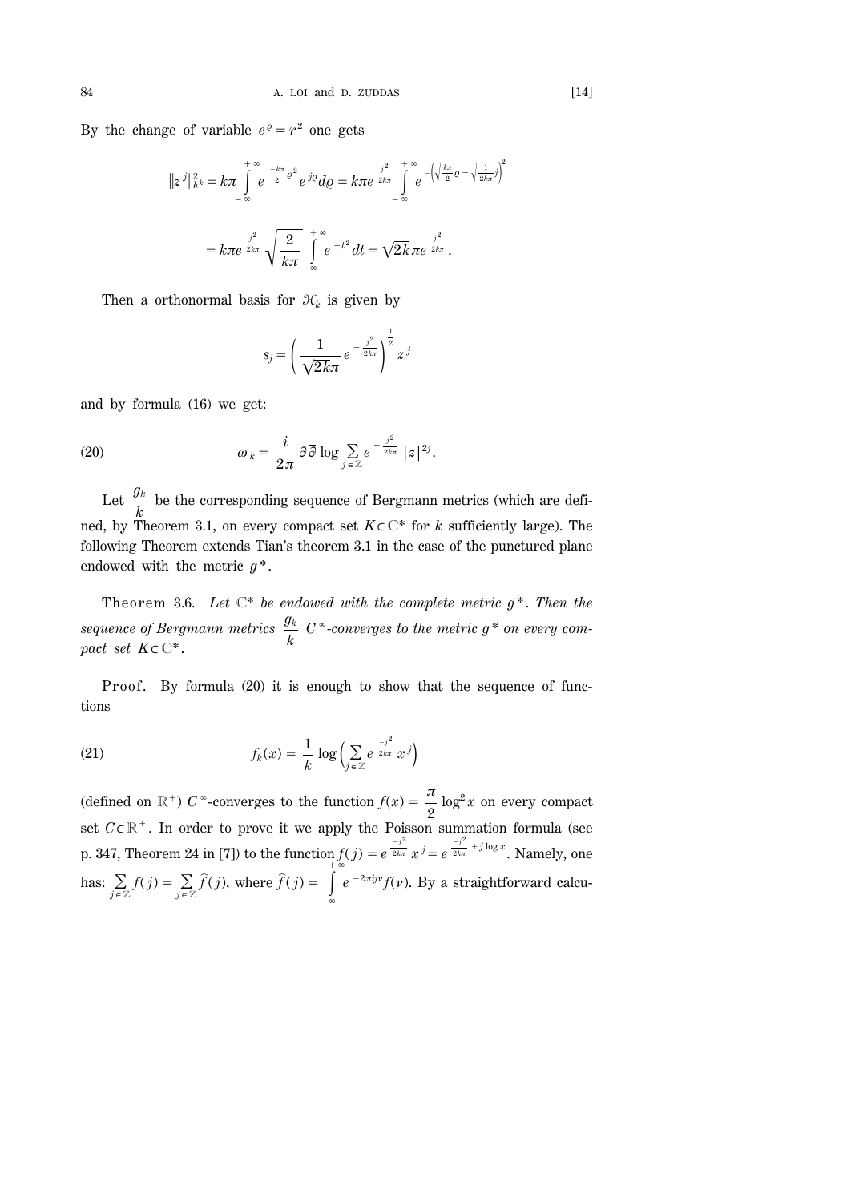By the change of variable $e^{\varrho} = r^2$ one gets

$$\|z^j\|^2_{h^k} = k\pi \int_{-\infty}^{+\infty} e^{\frac{-k\pi}{2}\varrho^2} e^{j\varrho} d\varrho = k\pi e^{\frac{j^2}{2k\pi}} \int_{-\infty}^{+\infty} e^{-\left(\sqrt{\frac{k\pi}{2}}\varrho - \sqrt{\frac{1}{2k\pi}}j\right)^2}$$

$$= k\pi e^{\frac{j^2}{2k\pi}} \sqrt{\frac{2}{k\pi}} \int_{-\infty}^{+\infty} e^{-t^2} dt = \sqrt{2k}\pi e^{\frac{j^2}{2k\pi}}.$$

Then a orthonormal basis for $\mathcal{H}_k$ is given by

$$s_j = \left(\frac{1}{\sqrt{2k}\pi} e^{-\frac{j^2}{2k\pi}}\right)^{\frac{1}{2}} z^j$$

and by formula (16) we get:

$$\omega_k = \frac{i}{2\pi} \partial\bar{\partial} \log \sum_{j\in\mathbb{Z}} e^{-\frac{j^2}{2k\pi}} |z|^{2j}. \tag{20}$$

Let $\dfrac{g_k}{k}$ be the corresponding sequence of Bergmann metrics (which are defined, by Theorem 3.1, on every compact set $K \subset \mathbb{C}^*$ for $k$ sufficiently large). The following Theorem extends Tian's theorem 3.1 in the case of the punctured plane endowed with the metric $g^*$.

Theorem 3.6. *Let $\mathbb{C}^*$ be endowed with the complete metric $g^*$. Then the sequence of Bergmann metrics $\dfrac{g_k}{k}$ $C^\infty$-converges to the metric $g^*$ on every compact set $K \subset \mathbb{C}^*$.*

Proof. By formula (20) it is enough to show that the sequence of functions

$$f_k(x) = \frac{1}{k} \log\Big(\sum_{j\in\mathbb{Z}} e^{\frac{-j^2}{2k\pi}} x^j\Big) \tag{21}$$

(defined on $\mathbb{R}^+$) $C^\infty$-converges to the function $f(x) = \dfrac{\pi}{2} \log^2 x$ on every compact set $C \subset \mathbb{R}^+$. In order to prove it we apply the Poisson summation formula (see p. 347, Theorem 24 in [7]) to the function $f(j) = e^{\frac{-j^2}{2k\pi}} x^j = e^{\frac{-j^2}{2k\pi} + j\log x}$. Namely, one has: $\sum_{j\in\mathbb{Z}} f(j) = \sum_{j\in\mathbb{Z}} \hat{f}(j)$, where $\hat{f}(j) = \int_{-\infty}^{+\infty} e^{-2\pi i j\nu} f(\nu)$. By a straightforward calcu-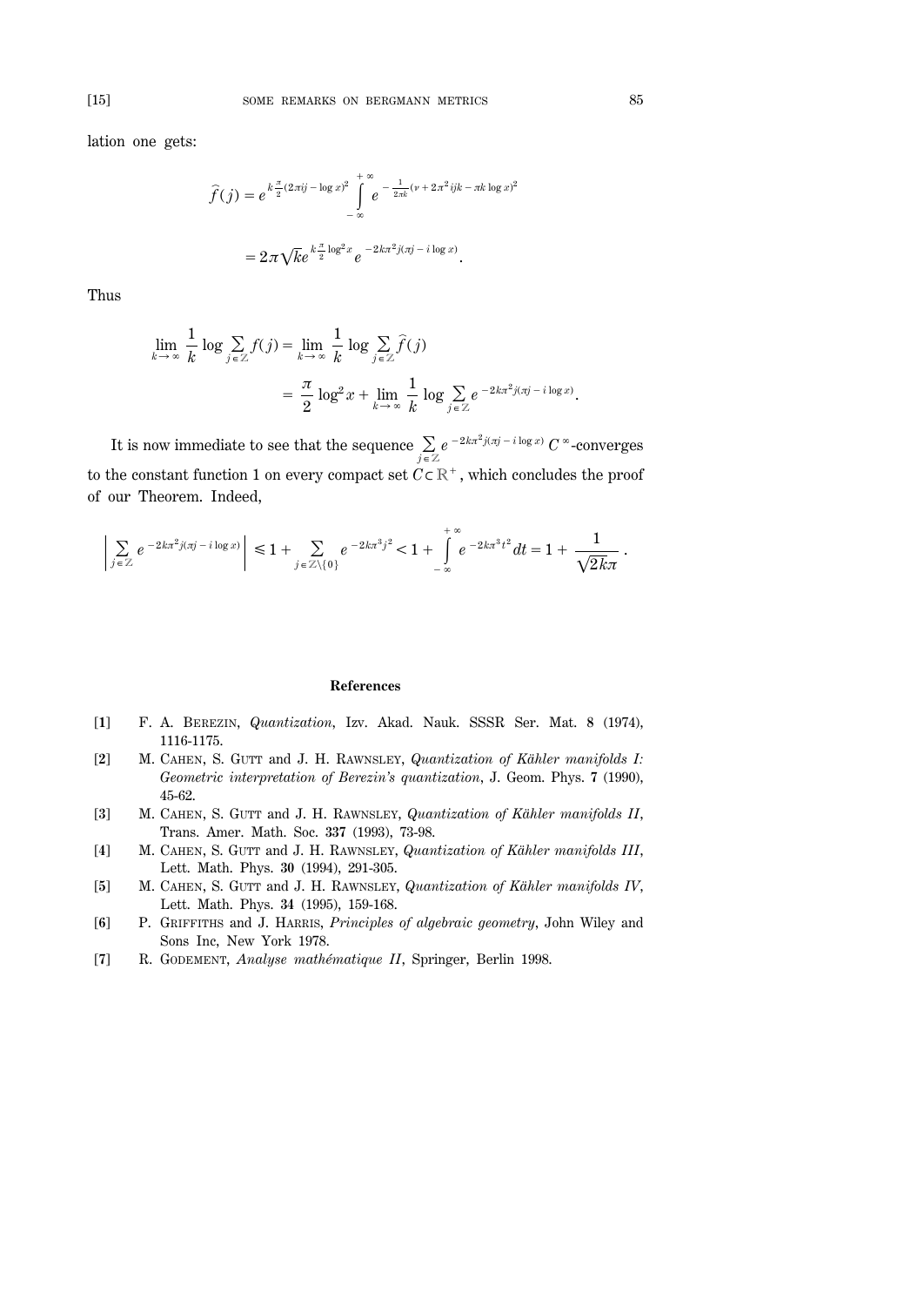lation one gets:

$$\widehat{f}(j) = e^{k\frac{\pi}{2}(2\pi i j - \log x)^2} \int_{-\infty}^{+\infty} e^{-\frac{1}{2\pi k}(v + 2\pi^2 ijk - \pi k \log x)^2}$$

$$= 2\pi\sqrt{k} e^{k\frac{\pi}{2}\log^2 x} e^{-2k\pi^2 j(\pi j - i \log x)}.$$

Thus

$$\lim_{k \to \infty} \frac{1}{k} \log \sum_{j \in \mathbb{Z}} f(j) = \lim_{k \to \infty} \frac{1}{k} \log \sum_{j \in \mathbb{Z}} \widehat{f}(j)$$

$$= \frac{\pi}{2} \log^2 x + \lim_{k \to \infty} \frac{1}{k} \log \sum_{j \in \mathbb{Z}} e^{-2k\pi^2 j(\pi j - i \log x)}.$$

It is now immediate to see that the sequence $\sum_{j \in \mathbb{Z}} e^{-2k\pi^2 j(\pi j - i \log x)}$ $C^{\infty}$-converges to the constant function 1 on every compact set $C \subset \mathbb{R}^+$, which concludes the proof of our Theorem. Indeed,

$$\left| \sum_{j \in \mathbb{Z}} e^{-2k\pi^2 j(\pi j - i \log x)} \right| \leqslant 1 + \sum_{j \in \mathbb{Z} \setminus \{0\}} e^{-2k\pi^3 j^2} < 1 + \int_{-\infty}^{+\infty} e^{-2k\pi^3 t^2} dt = 1 + \frac{1}{\sqrt{2k}\pi}.$$

## References

[1] F. A. Berezin, *Quantization*, Izv. Akad. Nauk. SSSR Ser. Mat. **8** (1974), 1116-1175.

[2] M. Cahen, S. Gutt and J. H. Rawnsley, *Quantization of Kähler manifolds I: Geometric interpretation of Berezin's quantization*, J. Geom. Phys. **7** (1990), 45-62.

[3] M. Cahen, S. Gutt and J. H. Rawnsley, *Quantization of Kähler manifolds II*, Trans. Amer. Math. Soc. **337** (1993), 73-98.

[4] M. Cahen, S. Gutt and J. H. Rawnsley, *Quantization of Kähler manifolds III*, Lett. Math. Phys. **30** (1994), 291-305.

[5] M. Cahen, S. Gutt and J. H. Rawnsley, *Quantization of Kähler manifolds IV*, Lett. Math. Phys. **34** (1995), 159-168.

[6] P. Griffiths and J. Harris, *Principles of algebraic geometry*, John Wiley and Sons Inc, New York 1978.

[7] R. Godement, *Analyse mathématique II*, Springer, Berlin 1998.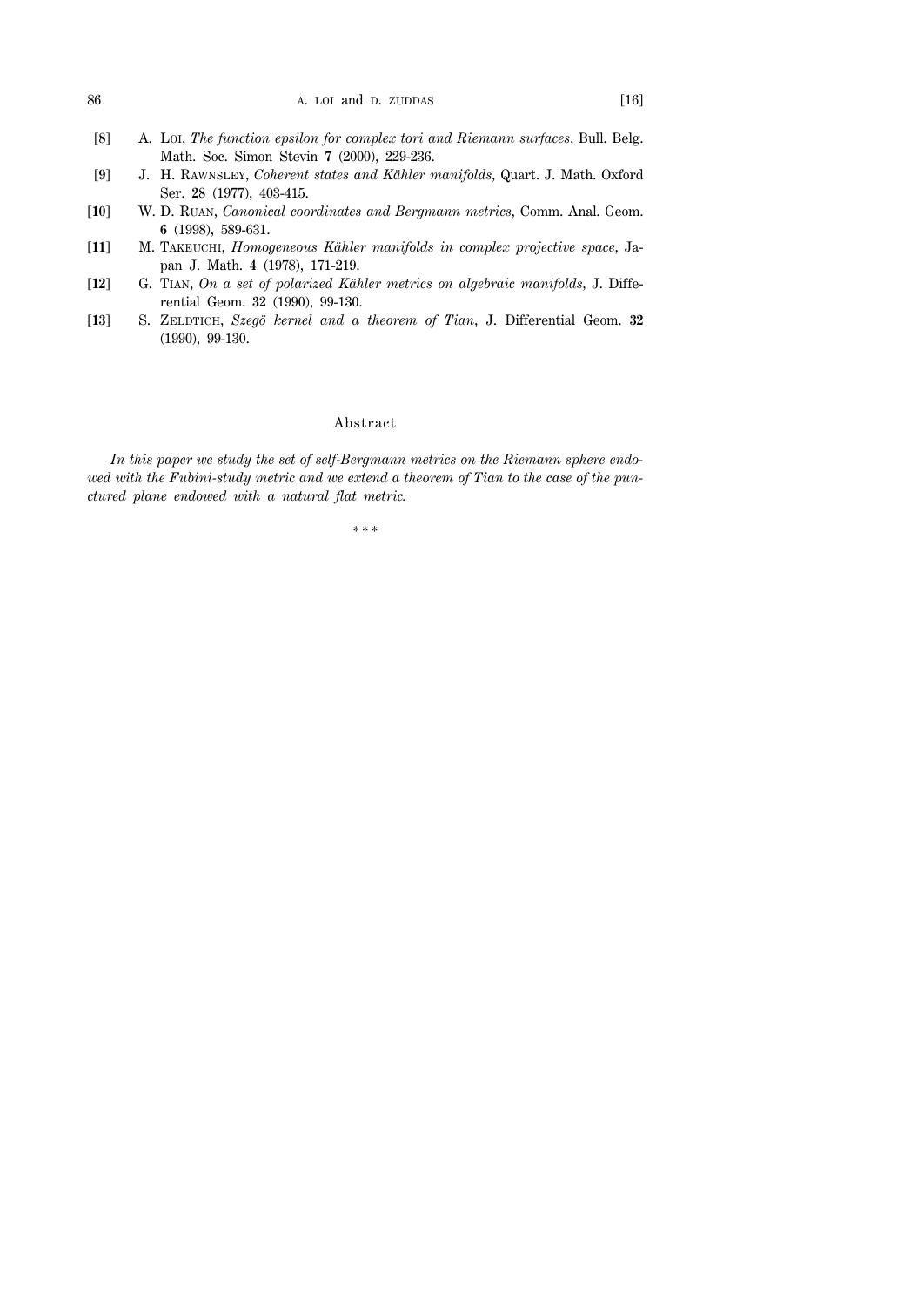[8] A. Loi, *The function epsilon for complex tori and Riemann surfaces*, Bull. Belg. Math. Soc. Simon Stevin **7** (2000), 229-236.

[9] J. H. Rawnsley, *Coherent states and Kähler manifolds*, Quart. J. Math. Oxford Ser. **28** (1977), 403-415.

[10] W. D. Ruan, *Canonical coordinates and Bergmann metrics*, Comm. Anal. Geom. **6** (1998), 589-631.

[11] M. Takeuchi, *Homogeneous Kähler manifolds in complex projective space*, Japan J. Math. **4** (1978), 171-219.

[12] G. Tian, *On a set of polarized Kähler metrics on algebraic manifolds*, J. Differential Geom. **32** (1990), 99-130.

[13] S. Zeldtich, *Szegö kernel and a theorem of Tian*, J. Differential Geom. **32** (1990), 99-130.

## Abstract

*In this paper we study the set of self-Bergmann metrics on the Riemann sphere endowed with the Fubini-study metric and we extend a theorem of Tian to the case of the punctured plane endowed with a natural flat metric.*

\* \* \*